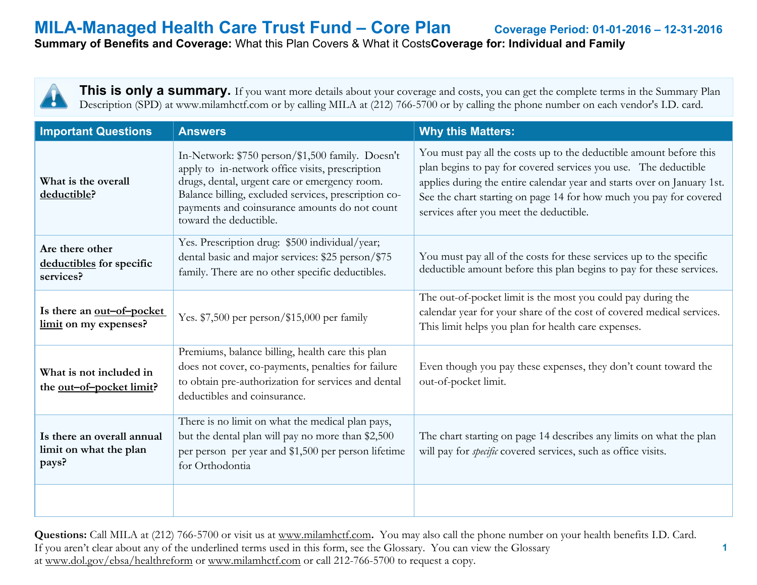# MILA-Managed Health Care Trust Fund – Core Plan

**Coverage Period: 01-01-2016 – 12-31-2016**

**Summary of Benefits and Coverage:** What this Plan Covers & What it Costs **Coverage for: Individual and Family**

**This is only a summary.** If you want more details about your coverage and costs, you can get the complete terms in the Summary Plan Description (SPD) at www.milamhctf.com or by calling MILA at (212) 766-5700 or by calling the phone number on each vendor's I.D. card.

| Important Questions | Answers | Why this Matters: |
|---|---|---|
| **What is the overall deductible?** | In-Network: $750 person/$1,500 family. Doesn't apply to in-network office visits, prescription drugs, dental, urgent care or emergency room. Balance billing, excluded services, prescription co-payments and coinsurance amounts do not count toward the deductible. | You must pay all the costs up to the deductible amount before this plan begins to pay for covered services you use. The deductible applies during the entire calendar year and starts over on January 1st. See the chart starting on page 14 for how much you pay for covered services after you meet the deductible. |
| **Are there other deductibles for specific services?** | Yes. Prescription drug: $500 individual/year; dental basic and major services: $25 person/$75 family. There are no other specific deductibles. | You must pay all of the costs for these services up to the specific deductible amount before this plan begins to pay for these services. |
| **Is there an out–of–pocket limit on my expenses?** | Yes. $7,500 per person/$15,000 per family | The out-of-pocket limit is the most you could pay during the calendar year for your share of the cost of covered medical services. This limit helps you plan for health care expenses. |
| **What is not included in the out–of–pocket limit?** | Premiums, balance billing, health care this plan does not cover, co-payments, penalties for failure to obtain pre-authorization for services and dental deductibles and coinsurance. | Even though you pay these expenses, they don't count toward the out-of-pocket limit. |
| **Is there an overall annual limit on what the plan pays?** | There is no limit on what the medical plan pays, but the dental plan will pay no more than $2,500 per person per year and $1,500 per person lifetime for Orthodontia | The chart starting on page 14 describes any limits on what the plan will pay for *specific* covered services, such as office visits. |
| | | |

**Questions:** Call MILA at (212) 766-5700 or visit us at www.milamhctf.com. You may also call the phone number on your health benefits I.D. Card. If you aren't clear about any of the underlined terms used in this form, see the Glossary. You can view the Glossary at www.dol.gov/ebsa/healthreform or www.milamhctf.com or call 212-766-5700 to request a copy.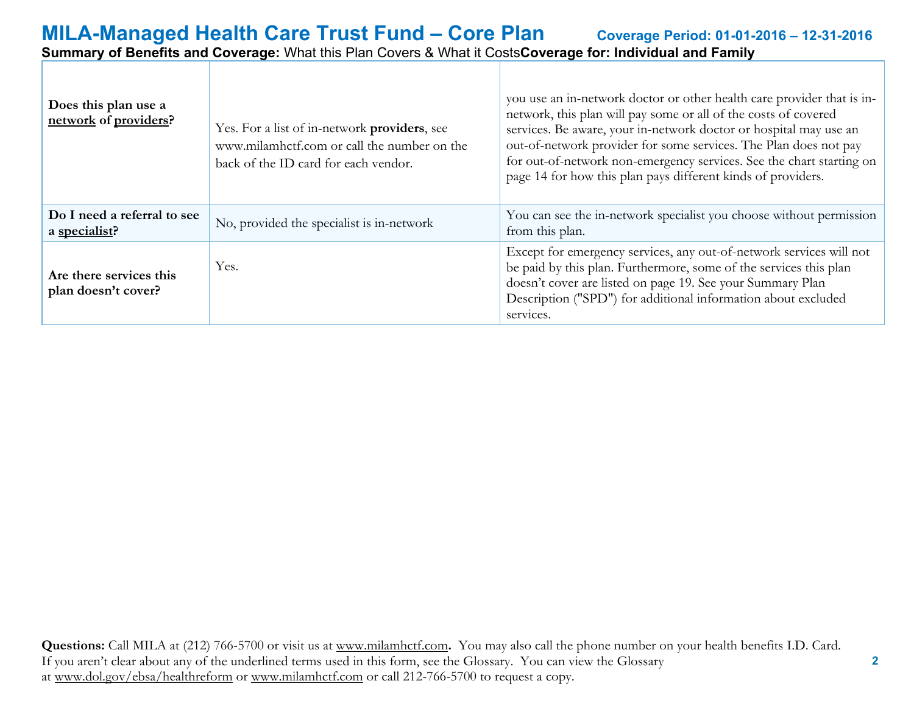| | | |
|---|---|---|
| **Does this plan use a network of providers?** | Yes. For a list of in-network **providers**, see www.milamhctf.com or call the number on the back of the ID card for each vendor. | you use an in-network doctor or other health care provider that is in-network, this plan will pay some or all of the costs of covered services. Be aware, your in-network doctor or hospital may use an out-of-network provider for some services. The Plan does not pay for out-of-network non-emergency services. See the chart starting on page 14 for how this plan pays different kinds of providers. |
| **Do I need a referral to see a specialist?** | No, provided the specialist is in-network | You can see the in-network specialist you choose without permission from this plan. |
| **Are there services this plan doesn't cover?** | Yes. | Except for emergency services, any out-of-network services will not be paid by this plan. Furthermore, some of the services this plan doesn't cover are listed on page 19. See your Summary Plan Description ("SPD") for additional information about excluded services. |

**Questions:** Call MILA at (212) 766-5700 or visit us at www.milamhctf.com**.** You may also call the phone number on your health benefits I.D. Card. If you aren't clear about any of the underlined terms used in this form, see the Glossary. You can view the Glossary at www.dol.gov/ebsa/healthreform or www.milamhctf.com or call 212-766-5700 to request a copy.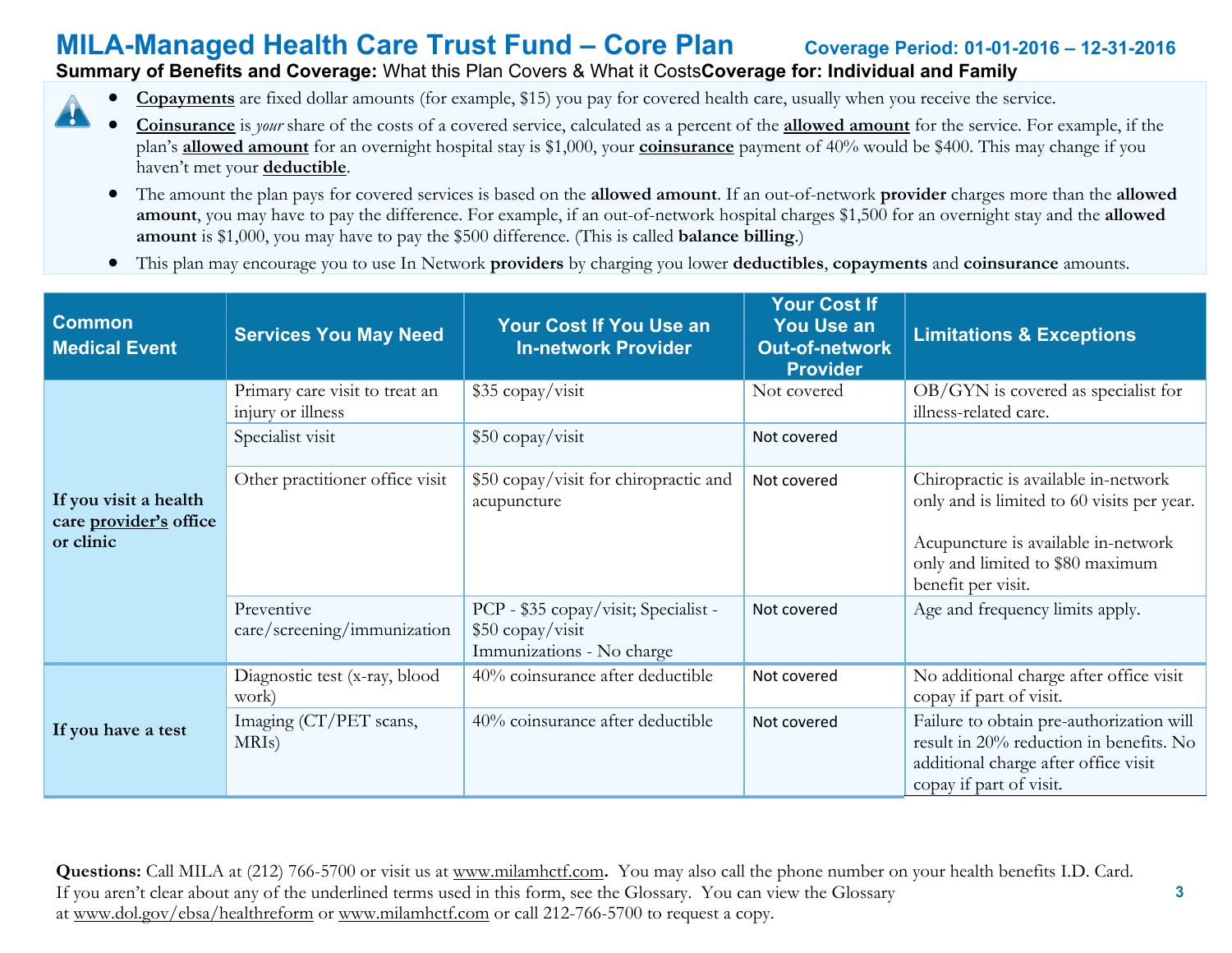# MILA-Managed Health Care Trust Fund – Core Plan

**Coverage Period: 01-01-2016 – 12-31-2016**

**Summary of Benefits and Coverage:** What this Plan Covers & What it Costs **Coverage for: Individual and Family**

- **Copayments** are fixed dollar amounts (for example, $15) you pay for covered health care, usually when you receive the service.
- **Coinsurance** is *your* share of the costs of a covered service, calculated as a percent of the **allowed amount** for the service. For example, if the plan's **allowed amount** for an overnight hospital stay is $1,000, your **coinsurance** payment of 40% would be $400. This may change if you haven't met your **deductible**.
- The amount the plan pays for covered services is based on the **allowed amount**. If an out-of-network **provider** charges more than the **allowed amount**, you may have to pay the difference. For example, if an out-of-network hospital charges $1,500 for an overnight stay and the **allowed amount** is $1,000, you may have to pay the $500 difference. (This is called **balance billing**.)
- This plan may encourage you to use In Network **providers** by charging you lower **deductibles**, **copayments** and **coinsurance** amounts.

| Common Medical Event | Services You May Need | Your Cost If You Use an In-network Provider | Your Cost If You Use an Out-of-network Provider | Limitations & Exceptions |
|---|---|---|---|---|
| **If you visit a health care provider's office or clinic** | Primary care visit to treat an injury or illness | $35 copay/visit | Not covered | OB/GYN is covered as specialist for illness-related care. |
| | Specialist visit | $50 copay/visit | Not covered | |
| | Other practitioner office visit | $50 copay/visit for chiropractic and acupuncture | Not covered | Chiropractic is available in-network only and is limited to 60 visits per year.<br><br>Acupuncture is available in-network only and limited to $80 maximum benefit per visit. |
| | Preventive care/screening/immunization | PCP - $35 copay/visit; Specialist - $50 copay/visit<br>Immunizations - No charge | Not covered | Age and frequency limits apply. |
| **If you have a test** | Diagnostic test (x-ray, blood work) | 40% coinsurance after deductible | Not covered | No additional charge after office visit copay if part of visit. |
| | Imaging (CT/PET scans, MRIs) | 40% coinsurance after deductible | Not covered | Failure to obtain pre-authorization will result in 20% reduction in benefits. No additional charge after office visit copay if part of visit. |

**Questions:** Call MILA at (212) 766-5700 or visit us at www.milamhctf.com**.** You may also call the phone number on your health benefits I.D. Card. If you aren't clear about any of the underlined terms used in this form, see the Glossary. You can view the Glossary at www.dol.gov/ebsa/healthreform or www.milamhctf.com or call 212-766-5700 to request a copy.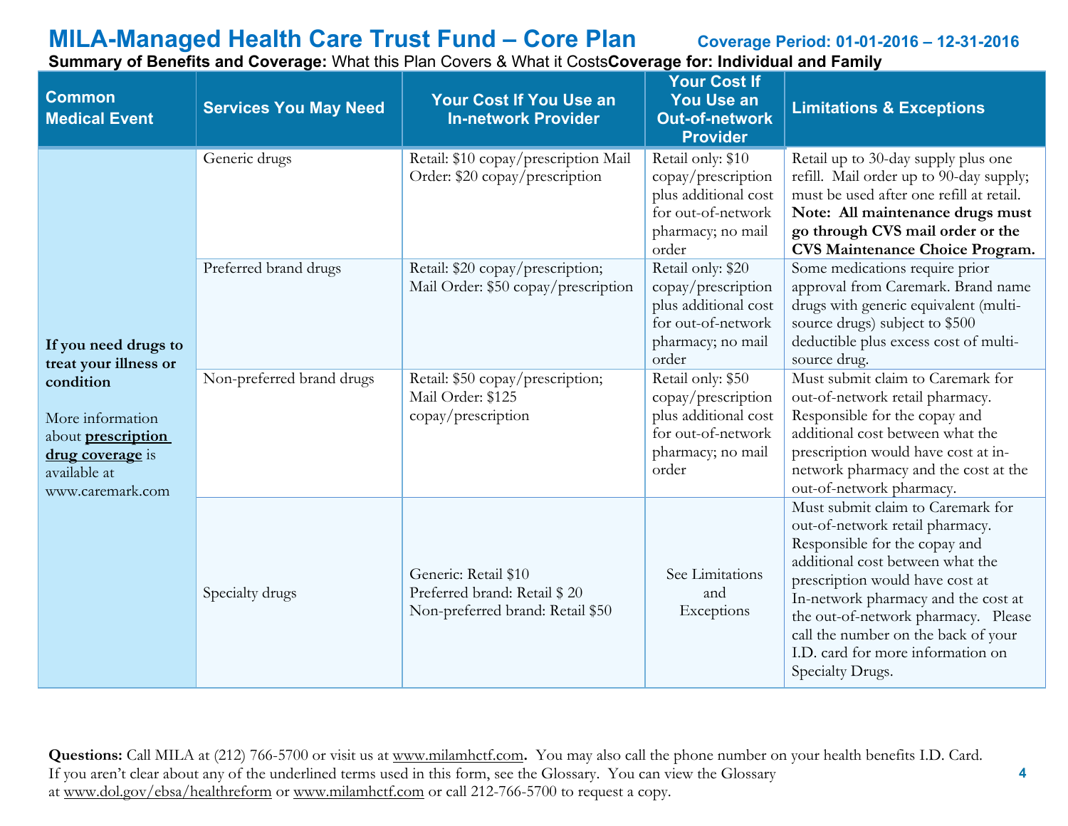# MILA-Managed Health Care Trust Fund – Core Plan

**Coverage Period: 01-01-2016 – 12-31-2016**

**Summary of Benefits and Coverage:** What this Plan Covers & What it Costs **Coverage for: Individual and Family**

| Common Medical Event | Services You May Need | Your Cost If You Use an In-network Provider | Your Cost If You Use an Out-of-network Provider | Limitations & Exceptions |
|---|---|---|---|---|
| **If you need drugs to treat your illness or condition**<br><br>More information about **prescription drug coverage** is available at www.caremark.com | Generic drugs | Retail: $10 copay/prescription Mail Order: $20 copay/prescription | Retail only: $10 copay/prescription plus additional cost for out-of-network pharmacy; no mail order | Retail up to 30-day supply plus one refill. Mail order up to 90-day supply; must be used after one refill at retail. **Note: All maintenance drugs must go through CVS mail order or the CVS Maintenance Choice Program.** |
| | Preferred brand drugs | Retail: $20 copay/prescription; Mail Order: $50 copay/prescription | Retail only: $20 copay/prescription plus additional cost for out-of-network pharmacy; no mail order | Some medications require prior approval from Caremark. Brand name drugs with generic equivalent (multi-source drugs) subject to $500 deductible plus excess cost of multi-source drug. |
| | Non-preferred brand drugs | Retail: $50 copay/prescription; Mail Order: $125 copay/prescription | Retail only: $50 copay/prescription plus additional cost for out-of-network pharmacy; no mail order | Must submit claim to Caremark for out-of-network retail pharmacy. Responsible for the copay and additional cost between what the prescription would have cost at in-network pharmacy and the cost at the out-of-network pharmacy. |
| | Specialty drugs | Generic: Retail $10<br>Preferred brand: Retail $ 20<br>Non-preferred brand: Retail $50 | See Limitations and Exceptions | Must submit claim to Caremark for out-of-network retail pharmacy. Responsible for the copay and additional cost between what the prescription would have cost at In-network pharmacy and the cost at the out-of-network pharmacy. Please call the number on the back of your I.D. card for more information on Specialty Drugs. |

**Questions:** Call MILA at (212) 766-5700 or visit us at www.milamhctf.com. You may also call the phone number on your health benefits I.D. Card. If you aren't clear about any of the underlined terms used in this form, see the Glossary. You can view the Glossary at www.dol.gov/ebsa/healthreform or www.milamhctf.com or call 212-766-5700 to request a copy.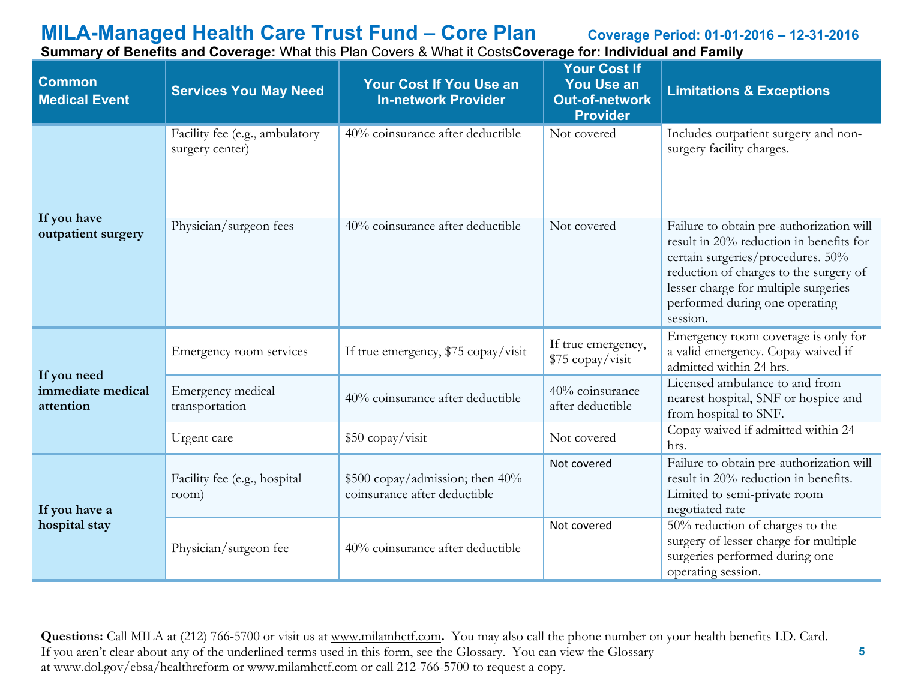# MILA-Managed Health Care Trust Fund – Core Plan

**Coverage Period: 01-01-2016 – 12-31-2016**

**Summary of Benefits and Coverage:** What this Plan Covers & What it Costs **Coverage for: Individual and Family**

| Common Medical Event | Services You May Need | Your Cost If You Use an In-network Provider | Your Cost If You Use an Out-of-network Provider | Limitations & Exceptions |
|---|---|---|---|---|
| If you have outpatient surgery | Facility fee (e.g., ambulatory surgery center) | 40% coinsurance after deductible | Not covered | Includes outpatient surgery and non-surgery facility charges. |
| | Physician/surgeon fees | 40% coinsurance after deductible | Not covered | Failure to obtain pre-authorization will result in 20% reduction in benefits for certain surgeries/procedures. 50% reduction of charges to the surgery of lesser charge for multiple surgeries performed during one operating session. |
| If you need immediate medical attention | Emergency room services | If true emergency, $75 copay/visit | If true emergency, $75 copay/visit | Emergency room coverage is only for a valid emergency. Copay waived if admitted within 24 hrs. |
| | Emergency medical transportation | 40% coinsurance after deductible | 40% coinsurance after deductible | Licensed ambulance to and from nearest hospital, SNF or hospice and from hospital to SNF. |
| | Urgent care | $50 copay/visit | Not covered | Copay waived if admitted within 24 hrs. |
| If you have a hospital stay | Facility fee (e.g., hospital room) | $500 copay/admission; then 40% coinsurance after deductible | Not covered | Failure to obtain pre-authorization will result in 20% reduction in benefits. Limited to semi-private room negotiated rate |
| | Physician/surgeon fee | 40% coinsurance after deductible | Not covered | 50% reduction of charges to the surgery of lesser charge for multiple surgeries performed during one operating session. |

**Questions:** Call MILA at (212) 766-5700 or visit us at www.milamhctf.com. You may also call the phone number on your health benefits I.D. Card. If you aren't clear about any of the underlined terms used in this form, see the Glossary. You can view the Glossary at www.dol.gov/ebsa/healthreform or www.milamhctf.com or call 212-766-5700 to request a copy.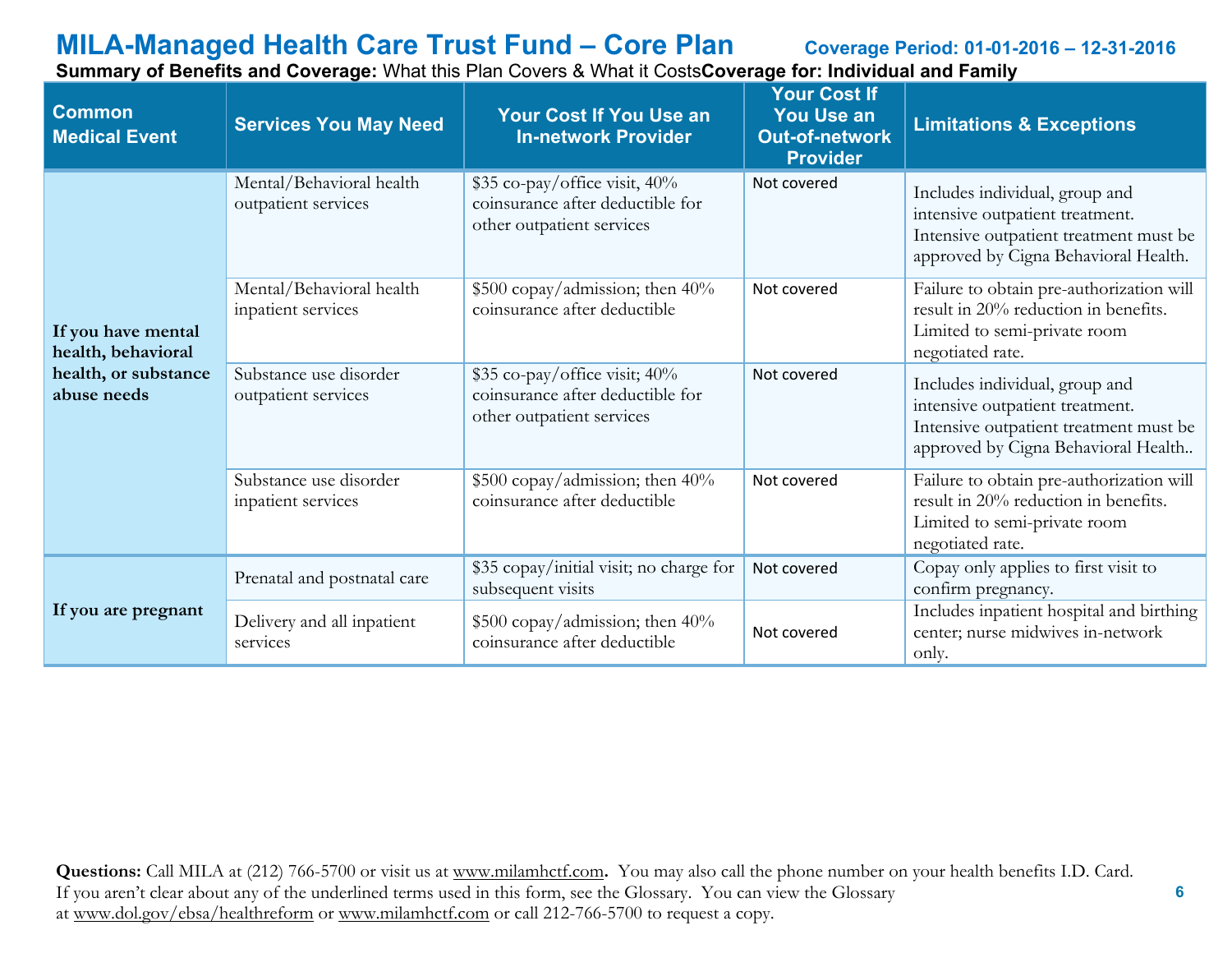# MILA-Managed Health Care Trust Fund – Core Plan

**Coverage Period: 01-01-2016 – 12-31-2016**

**Summary of Benefits and Coverage:** What this Plan Covers & What it Costs **Coverage for: Individual and Family**

| Common Medical Event | Services You May Need | Your Cost If You Use an In-network Provider | Your Cost If You Use an Out-of-network Provider | Limitations & Exceptions |
|---|---|---|---|---|
| **If you have mental health, behavioral health, or substance abuse needs** | Mental/Behavioral health outpatient services | $35 co-pay/office visit, 40% coinsurance after deductible for other outpatient services | Not covered | Includes individual, group and intensive outpatient treatment. Intensive outpatient treatment must be approved by Cigna Behavioral Health. |
| | Mental/Behavioral health inpatient services | $500 copay/admission; then 40% coinsurance after deductible | Not covered | Failure to obtain pre-authorization will result in 20% reduction in benefits. Limited to semi-private room negotiated rate. |
| | Substance use disorder outpatient services | $35 co-pay/office visit; 40% coinsurance after deductible for other outpatient services | Not covered | Includes individual, group and intensive outpatient treatment. Intensive outpatient treatment must be approved by Cigna Behavioral Health.. |
| | Substance use disorder inpatient services | $500 copay/admission; then 40% coinsurance after deductible | Not covered | Failure to obtain pre-authorization will result in 20% reduction in benefits. Limited to semi-private room negotiated rate. |
| **If you are pregnant** | Prenatal and postnatal care | $35 copay/initial visit; no charge for subsequent visits | Not covered | Copay only applies to first visit to confirm pregnancy. |
| | Delivery and all inpatient services | $500 copay/admission; then 40% coinsurance after deductible | Not covered | Includes inpatient hospital and birthing center; nurse midwives in-network only. |

**Questions:** Call MILA at (212) 766-5700 or visit us at www.milamhctf.com**.** You may also call the phone number on your health benefits I.D. Card. If you aren't clear about any of the underlined terms used in this form, see the Glossary. You can view the Glossary at www.dol.gov/ebsa/healthreform or www.milamhctf.com or call 212-766-5700 to request a copy.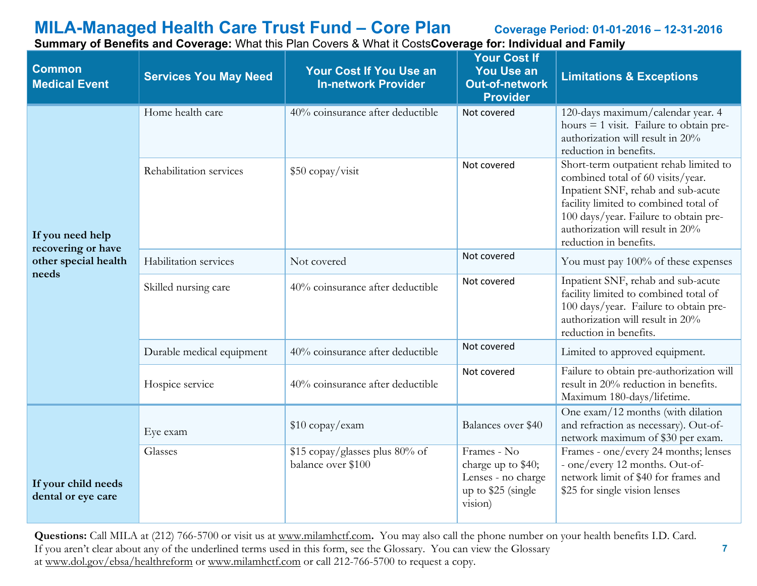# MILA-Managed Health Care Trust Fund – Core Plan

**Coverage Period: 01-01-2016 – 12-31-2016**

**Summary of Benefits and Coverage:** What this Plan Covers & What it Costs **Coverage for: Individual and Family**

| Common Medical Event | Services You May Need | Your Cost If You Use an In-network Provider | Your Cost If You Use an Out-of-network Provider | Limitations & Exceptions |
|---|---|---|---|---|
| If you need help recovering or have other special health needs | Home health care | 40% coinsurance after deductible | Not covered | 120-days maximum/calendar year. 4 hours = 1 visit. Failure to obtain pre-authorization will result in 20% reduction in benefits. |
| | Rehabilitation services | $50 copay/visit | Not covered | Short-term outpatient rehab limited to combined total of 60 visits/year. Inpatient SNF, rehab and sub-acute facility limited to combined total of 100 days/year. Failure to obtain pre-authorization will result in 20% reduction in benefits. |
| | Habilitation services | Not covered | Not covered | You must pay 100% of these expenses |
| | Skilled nursing care | 40% coinsurance after deductible | Not covered | Inpatient SNF, rehab and sub-acute facility limited to combined total of 100 days/year. Failure to obtain pre-authorization will result in 20% reduction in benefits. |
| | Durable medical equipment | 40% coinsurance after deductible | Not covered | Limited to approved equipment. |
| | Hospice service | 40% coinsurance after deductible | Not covered | Failure to obtain pre-authorization will result in 20% reduction in benefits. Maximum 180-days/lifetime. |
| If your child needs dental or eye care | Eye exam | $10 copay/exam | Balances over $40 | One exam/12 months (with dilation and refraction as necessary). Out-of-network maximum of $30 per exam. |
| | Glasses | $15 copay/glasses plus 80% of balance over $100 | Frames - No charge up to $40; Lenses - no charge up to $25 (single vision) | Frames - one/every 24 months; lenses - one/every 12 months. Out-of-network limit of $40 for frames and $25 for single vision lenses |

**Questions:** Call MILA at (212) 766-5700 or visit us at www.milamhctf.com**.** You may also call the phone number on your health benefits I.D. Card. If you aren't clear about any of the underlined terms used in this form, see the Glossary. You can view the Glossary at www.dol.gov/ebsa/healthreform or www.milamhctf.com or call 212-766-5700 to request a copy.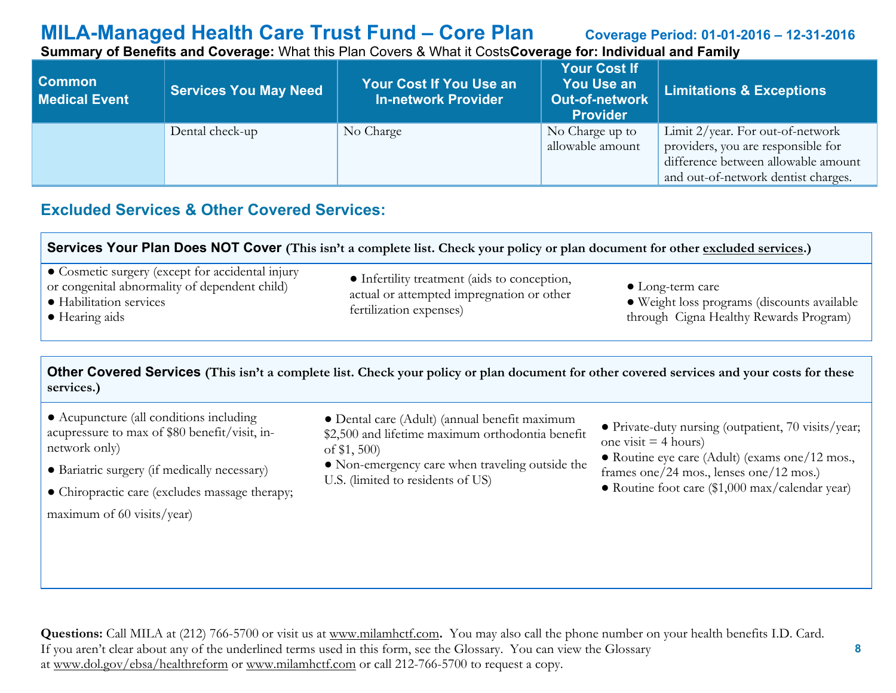# MILA-Managed Health Care Trust Fund – Core Plan

**Coverage Period: 01-01-2016 – 12-31-2016**

**Summary of Benefits and Coverage:** What this Plan Covers & What it Costs **Coverage for: Individual and Family**

| Common Medical Event | Services You May Need | Your Cost If You Use an In-network Provider | Your Cost If You Use an Out-of-network Provider | Limitations & Exceptions |
|---|---|---|---|---|
| | Dental check-up | No Charge | No Charge up to allowable amount | Limit 2/year. For out-of-network providers, you are responsible for difference between allowable amount and out-of-network dentist charges. |

## Excluded Services & Other Covered Services:

**Services Your Plan Does NOT Cover (This isn't a complete list. Check your policy or plan document for other excluded services.)**

- Cosmetic surgery (except for accidental injury or congenital abnormality of dependent child)
- Habilitation services
- Hearing aids
- Infertility treatment (aids to conception, actual or attempted impregnation or other fertilization expenses)
- Long-term care
- Weight loss programs (discounts available through Cigna Healthy Rewards Program)

**Other Covered Services (This isn't a complete list. Check your policy or plan document for other covered services and your costs for these services.)**

- Acupuncture (all conditions including acupressure to max of $80 benefit/visit, in-network only)
- Bariatric surgery (if medically necessary)
- Chiropractic care (excludes massage therapy; maximum of 60 visits/year)
- Dental care (Adult) (annual benefit maximum $2,500 and lifetime maximum orthodontia benefit of $1, 500)
- Non-emergency care when traveling outside the U.S. (limited to residents of US)
- Private-duty nursing (outpatient, 70 visits/year; one visit = 4 hours)
- Routine eye care (Adult) (exams one/12 mos., frames one/24 mos., lenses one/12 mos.)
- Routine foot care ($1,000 max/calendar year)

**Questions:** Call MILA at (212) 766-5700 or visit us at www.milamhctf.com**.** You may also call the phone number on your health benefits I.D. Card. If you aren't clear about any of the underlined terms used in this form, see the Glossary. You can view the Glossary at www.dol.gov/ebsa/healthreform or www.milamhctf.com or call 212-766-5700 to request a copy.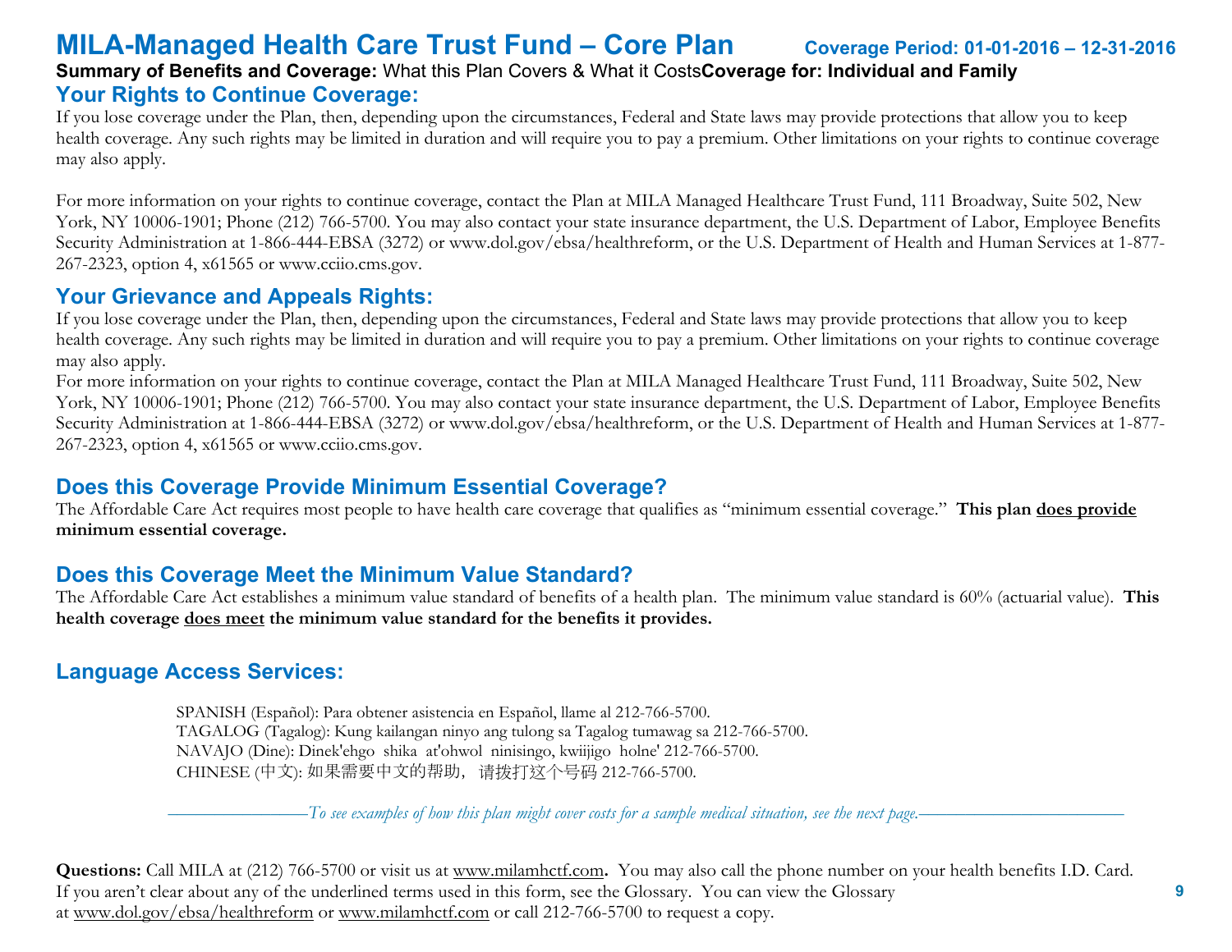# MILA-Managed Health Care Trust Fund – Core Plan

**Coverage Period: 01-01-2016 – 12-31-2016**

**Summary of Benefits and Coverage:** What this Plan Covers & What it Costs **Coverage for: Individual and Family**

## Your Rights to Continue Coverage:

If you lose coverage under the Plan, then, depending upon the circumstances, Federal and State laws may provide protections that allow you to keep health coverage. Any such rights may be limited in duration and will require you to pay a premium. Other limitations on your rights to continue coverage may also apply.

For more information on your rights to continue coverage, contact the Plan at MILA Managed Healthcare Trust Fund, 111 Broadway, Suite 502, New York, NY 10006-1901; Phone (212) 766-5700. You may also contact your state insurance department, the U.S. Department of Labor, Employee Benefits Security Administration at 1-866-444-EBSA (3272) or www.dol.gov/ebsa/healthreform, or the U.S. Department of Health and Human Services at 1-877-267-2323, option 4, x61565 or www.cciio.cms.gov.

## Your Grievance and Appeals Rights:

If you lose coverage under the Plan, then, depending upon the circumstances, Federal and State laws may provide protections that allow you to keep health coverage. Any such rights may be limited in duration and will require you to pay a premium. Other limitations on your rights to continue coverage may also apply.

For more information on your rights to continue coverage, contact the Plan at MILA Managed Healthcare Trust Fund, 111 Broadway, Suite 502, New York, NY 10006-1901; Phone (212) 766-5700. You may also contact your state insurance department, the U.S. Department of Labor, Employee Benefits Security Administration at 1-866-444-EBSA (3272) or www.dol.gov/ebsa/healthreform, or the U.S. Department of Health and Human Services at 1-877-267-2323, option 4, x61565 or www.cciio.cms.gov.

## Does this Coverage Provide Minimum Essential Coverage?

The Affordable Care Act requires most people to have health care coverage that qualifies as "minimum essential coverage." **This plan <u>does provide</u> minimum essential coverage.**

## Does this Coverage Meet the Minimum Value Standard?

The Affordable Care Act establishes a minimum value standard of benefits of a health plan. The minimum value standard is 60% (actuarial value). **This health coverage <u>does meet</u> the minimum value standard for the benefits it provides.**

## Language Access Services:

SPANISH (Español): Para obtener asistencia en Español, llame al 212-766-5700.
TAGALOG (Tagalog): Kung kailangan ninyo ang tulong sa Tagalog tumawag sa 212-766-5700.
NAVAJO (Dine): Dinek'ehgo shika at'ohwol ninisingo, kwiijigo holne' 212-766-5700.
CHINESE (中文): 如果需要中文的帮助，请拨打这个号码 212-766-5700.

*———To see examples of how this plan might cover costs for a sample medical situation, see the next page.———*

**Questions:** Call MILA at (212) 766-5700 or visit us at <u>www.milamhctf.com</u>**.** You may also call the phone number on your health benefits I.D. Card. If you aren't clear about any of the underlined terms used in this form, see the Glossary. You can view the Glossary at <u>www.dol.gov/ebsa/healthreform</u> or <u>www.milamhctf.com</u> or call 212-766-5700 to request a copy.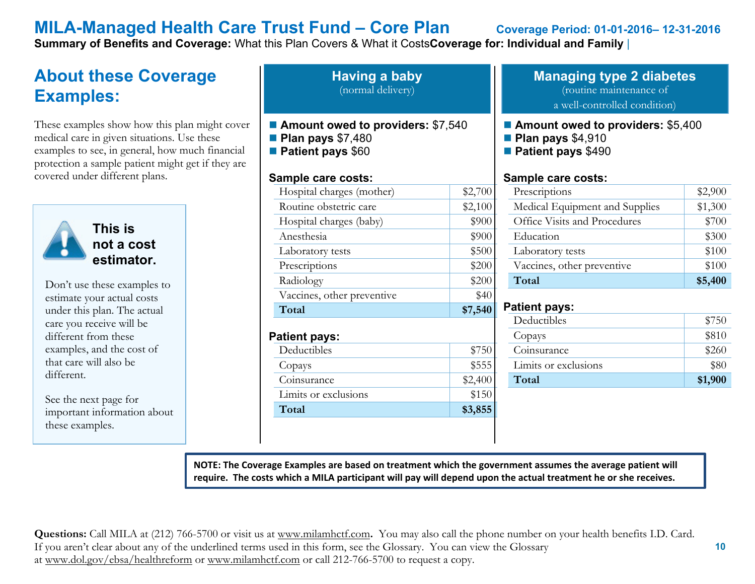# MILA-Managed Health Care Trust Fund – Core Plan

**Coverage Period: 01-01-2016– 12-31-2016**

**Summary of Benefits and Coverage:** What this Plan Covers & What it Costs **Coverage for: Individual and Family** |

## About these Coverage Examples:

These examples show how this plan might cover medical care in given situations. Use these examples to see, in general, how much financial protection a sample patient might get if they are covered under different plans.

**This is not a cost estimator.**

Don't use these examples to estimate your actual costs under this plan. The actual care you receive will be different from these examples, and the cost of that care will also be different.

See the next page for important information about these examples.

## Having a baby

(normal delivery)

- **Amount owed to providers:** $7,540
- **Plan pays** $7,480
- **Patient pays** $60

**Sample care costs:**

| | |
|---|---|
| Hospital charges (mother) | $2,700 |
| Routine obstetric care | $2,100 |
| Hospital charges (baby) | $900 |
| Anesthesia | $900 |
| Laboratory tests | $500 |
| Prescriptions | $200 |
| Radiology | $200 |
| Vaccines, other preventive | $40 |
| **Total** | **$7,540** |

**Patient pays:**

| | |
|---|---|
| Deductibles | $750 |
| Copays | $555 |
| Coinsurance | $2,400 |
| Limits or exclusions | $150 |
| **Total** | **$3,855** |

## Managing type 2 diabetes

(routine maintenance of a well-controlled condition)

- **Amount owed to providers:** $5,400
- **Plan pays** $4,910
- **Patient pays** $490

**Sample care costs:**

| | |
|---|---|
| Prescriptions | $2,900 |
| Medical Equipment and Supplies | $1,300 |
| Office Visits and Procedures | $700 |
| Education | $300 |
| Laboratory tests | $100 |
| Vaccines, other preventive | $100 |
| **Total** | **$5,400** |

**Patient pays:**

| | |
|---|---|
| Deductibles | $750 |
| Copays | $810 |
| Coinsurance | $260 |
| Limits or exclusions | $80 |
| **Total** | **$1,900** |

**NOTE: The Coverage Examples are based on treatment which the government assumes the average patient will require. The costs which a MILA participant will pay will depend upon the actual treatment he or she receives.**

**Questions:** Call MILA at (212) 766-5700 or visit us at www.milamhctf.com**.** You may also call the phone number on your health benefits I.D. Card. If you aren't clear about any of the underlined terms used in this form, see the Glossary. You can view the Glossary at www.dol.gov/ebsa/healthreform or www.milamhctf.com or call 212-766-5700 to request a copy.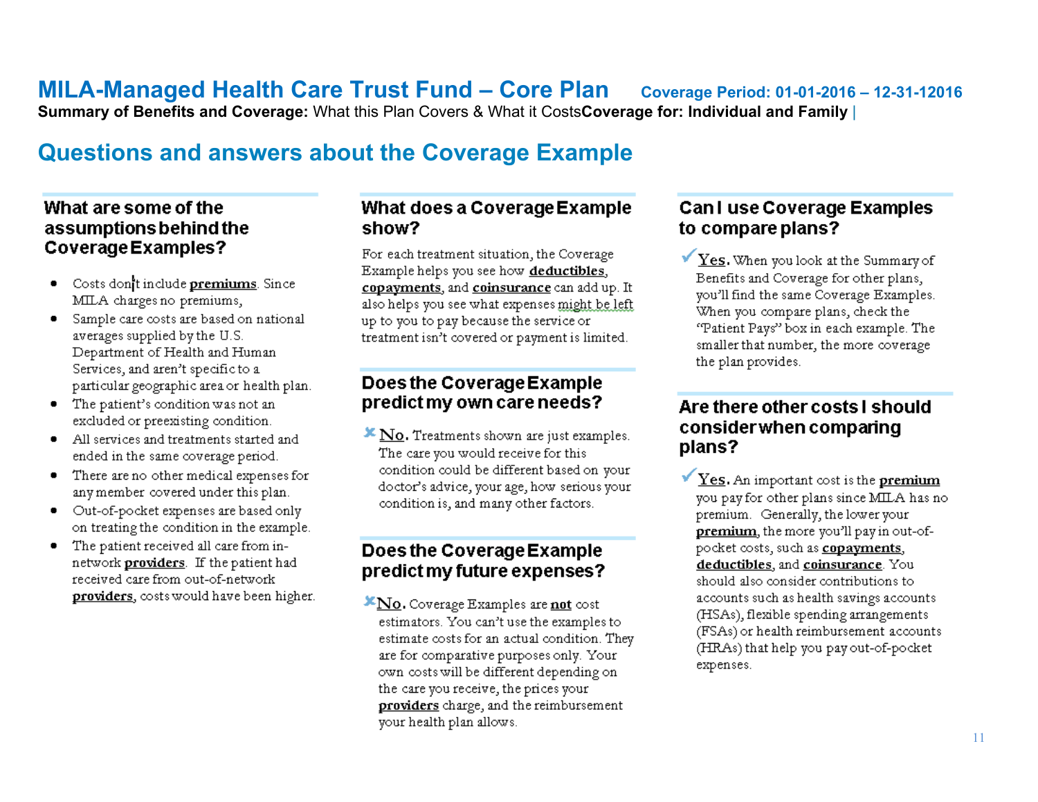# MILA-Managed Health Care Trust Fund – Core Plan

Coverage Period: 01-01-2016 – 12-31-12016

**Summary of Benefits and Coverage:** What this Plan Covers & What it Costs**Coverage for: Individual and Family** |

## Questions and answers about the Coverage Example

### What are some of the assumptions behind the Coverage Examples?

- Costs don't include **premiums**. Since MILA charges no premiums,
- Sample care costs are based on national averages supplied by the U.S. Department of Health and Human Services, and aren't specific to a particular geographic area or health plan.
- The patient's condition was not an excluded or preexisting condition.
- All services and treatments started and ended in the same coverage period.
- There are no other medical expenses for any member covered under this plan.
- Out-of-pocket expenses are based only on treating the condition in the example.
- The patient received all care from in-network **providers**. If the patient had received care from out-of-network **providers**, costs would have been higher.

### What does a Coverage Example show?

For each treatment situation, the Coverage Example helps you see how **deductibles**, **copayments**, and **coinsurance** can add up. It also helps you see what expenses might be left up to you to pay because the service or treatment isn't covered or payment is limited.

### Does the Coverage Example predict my own care needs?

✗ **No.** Treatments shown are just examples. The care you would receive for this condition could be different based on your doctor's advice, your age, how serious your condition is, and many other factors.

### Does the Coverage Example predict my future expenses?

✗ **No.** Coverage Examples are **not** cost estimators. You can't use the examples to estimate costs for an actual condition. They are for comparative purposes only. Your own costs will be different depending on the care you receive, the prices your **providers** charge, and the reimbursement your health plan allows.

### Can I use Coverage Examples to compare plans?

✓ **Yes.** When you look at the Summary of Benefits and Coverage for other plans, you'll find the same Coverage Examples. When you compare plans, check the "Patient Pays" box in each example. The smaller that number, the more coverage the plan provides.

### Are there other costs I should consider when comparing plans?

✓ **Yes.** An important cost is the **premium** you pay for other plans since MILA has no premium. Generally, the lower your **premium**, the more you'll pay in out-of-pocket costs, such as **copayments**, **deductibles**, and **coinsurance**. You should also consider contributions to accounts such as health savings accounts (HSAs), flexible spending arrangements (FSAs) or health reimbursement accounts (HRAs) that help you pay out-of-pocket expenses.